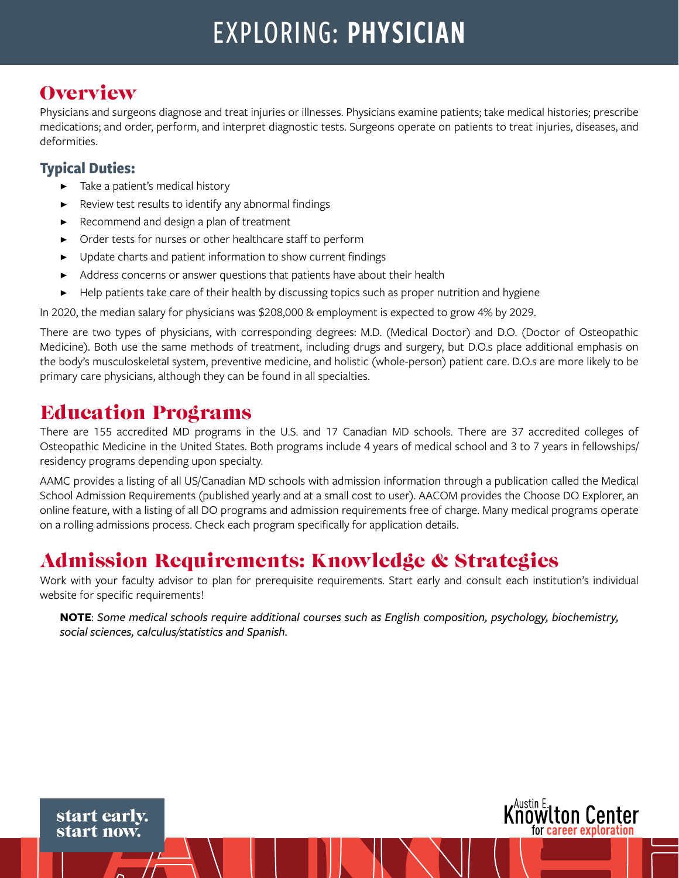# EXPLORING: PHYSICIAN

## Overview

Physicians and surgeons diagnose and treat injuries or illnesses. Physicians examine patients; take medical histories; prescribe medications; and order, perform, and interpret diagnostic tests. Surgeons operate on patients to treat injuries, diseases, and deformities.

### Typical Duties:

- Take a patient's medical history
- Review test results to identify any abnormal findings
- Recommend and design a plan of treatment
- Order tests for nurses or other healthcare staff to perform
- Update charts and patient information to show current findings
- Address concerns or answer questions that patients have about their health
- Help patients take care of their health by discussing topics such as proper nutrition and hygiene

In 2020, the median salary for physicians was $208,000 & employment is expected to grow 4% by 2029.

There are two types of physicians, with corresponding degrees: M.D. (Medical Doctor) and D.O. (Doctor of Osteopathic Medicine). Both use the same methods of treatment, including drugs and surgery, but D.O.s place additional emphasis on the body's musculoskeletal system, preventive medicine, and holistic (whole-person) patient care. D.O.s are more likely to be primary care physicians, although they can be found in all specialties.

## Education Programs

There are 155 accredited MD programs in the U.S. and 17 Canadian MD schools. There are 37 accredited colleges of Osteopathic Medicine in the United States. Both programs include 4 years of medical school and 3 to 7 years in fellowships/residency programs depending upon specialty.

AAMC provides a listing of all US/Canadian MD schools with admission information through a publication called the Medical School Admission Requirements (published yearly and at a small cost to user). AACOM provides the Choose DO Explorer, an online feature, with a listing of all DO programs and admission requirements free of charge. Many medical programs operate on a rolling admissions process. Check each program specifically for application details.

## Admission Requirements: Knowledge & Strategies

Work with your faculty advisor to plan for prerequisite requirements. Start early and consult each institution's individual website for specific requirements!

**NOTE**: *Some medical schools require additional courses such as English composition, psychology, biochemistry, social sciences, calculus/statistics and Spanish.*

start early.
start now.

Austin E. Knowlton Center for career exploration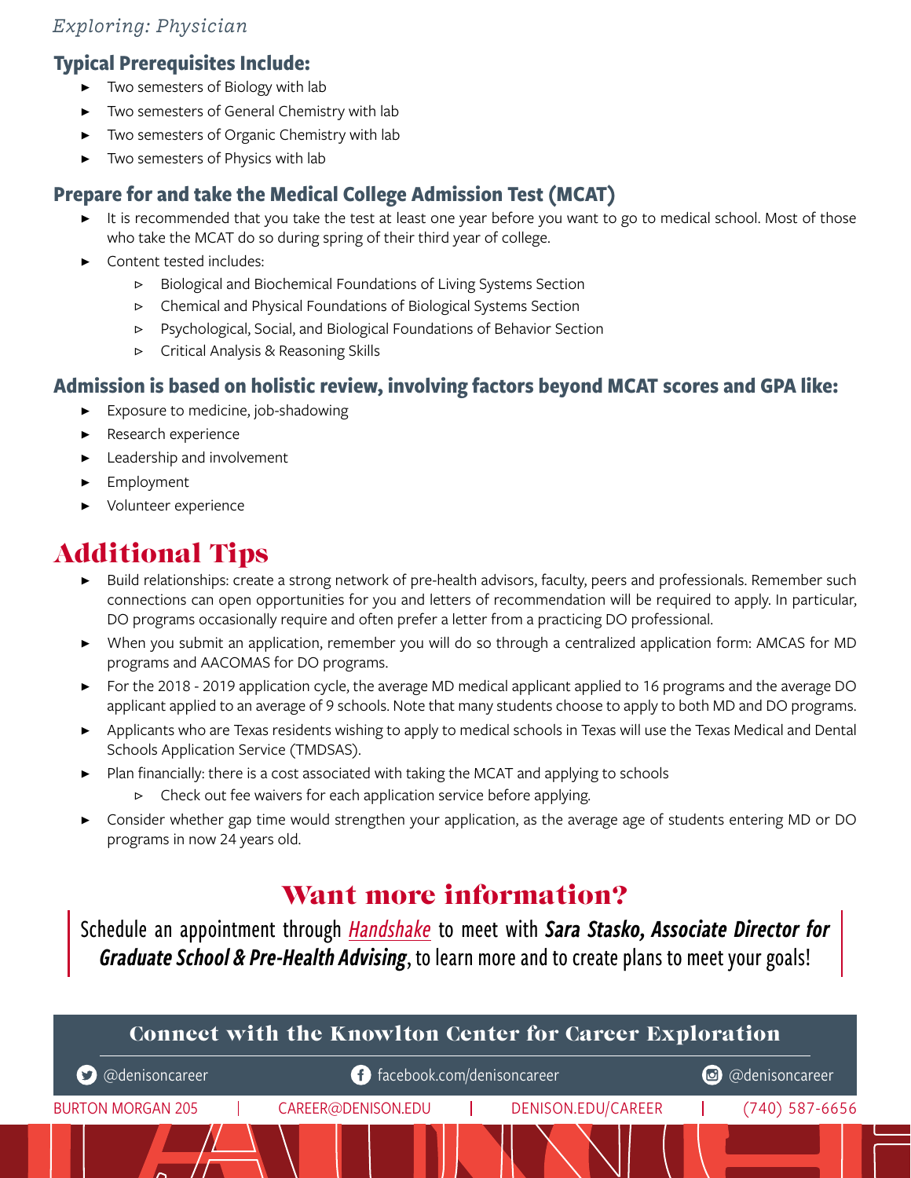*Exploring: Physician*

### Typical Prerequisites Include:

- Two semesters of Biology with lab
- Two semesters of General Chemistry with lab
- Two semesters of Organic Chemistry with lab
- Two semesters of Physics with lab

### Prepare for and take the Medical College Admission Test (MCAT)

- It is recommended that you take the test at least one year before you want to go to medical school. Most of those who take the MCAT do so during spring of their third year of college.
- Content tested includes:
  - Biological and Biochemical Foundations of Living Systems Section
  - Chemical and Physical Foundations of Biological Systems Section
  - Psychological, Social, and Biological Foundations of Behavior Section
  - Critical Analysis & Reasoning Skills

### Admission is based on holistic review, involving factors beyond MCAT scores and GPA like:

- Exposure to medicine, job-shadowing
- Research experience
- Leadership and involvement
- Employment
- Volunteer experience

## Additional Tips

- Build relationships: create a strong network of pre-health advisors, faculty, peers and professionals. Remember such connections can open opportunities for you and letters of recommendation will be required to apply. In particular, DO programs occasionally require and often prefer a letter from a practicing DO professional.
- When you submit an application, remember you will do so through a centralized application form: AMCAS for MD programs and AACOMAS for DO programs.
- For the 2018 - 2019 application cycle, the average MD medical applicant applied to 16 programs and the average DO applicant applied to an average of 9 schools. Note that many students choose to apply to both MD and DO programs.
- Applicants who are Texas residents wishing to apply to medical schools in Texas will use the Texas Medical and Dental Schools Application Service (TMDSAS).
- Plan financially: there is a cost associated with taking the MCAT and applying to schools
  - Check out fee waivers for each application service before applying.
- Consider whether gap time would strengthen your application, as the average age of students entering MD or DO programs in now 24 years old.

## Want more information?

Schedule an appointment through *Handshake* to meet with ***Sara Stasko, Associate Director for Graduate School & Pre-Health Advising***, to learn more and to create plans to meet your goals!

### Connect with the Knowlton Center for Career Exploration

@denisoncareer | facebook.com/denisoncareer | @denisoncareer

BURTON MORGAN 205 | CAREER@DENISON.EDU | DENISON.EDU/CAREER | (740) 587-6656